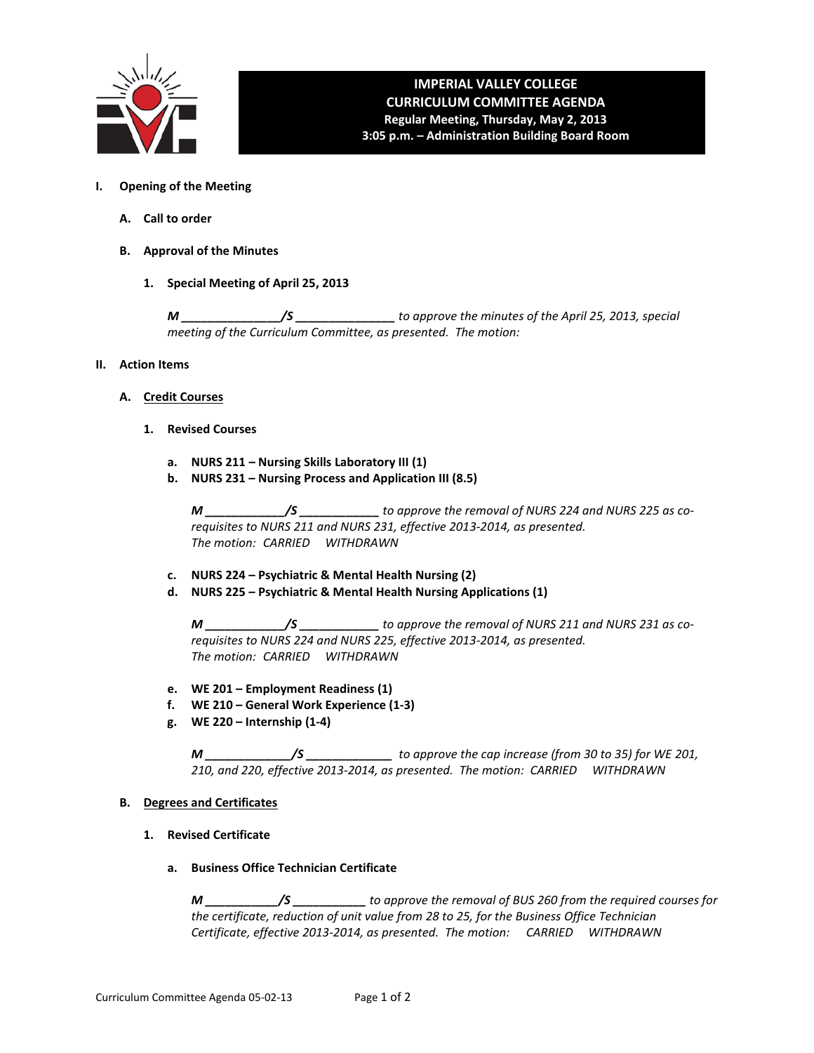# IMPERIAL VALLEY COLLEGE
## CURRICULUM COMMITTEE AGENDA
**Regular Meeting, Thursday, May 2, 2013**
**3:05 p.m. – Administration Building Board Room**

**I. Opening of the Meeting**

**A. Call to order**

**B. Approval of the Minutes**

**1. Special Meeting of April 25, 2013**

*M _______________/S _______________ to approve the minutes of the April 25, 2013, special meeting of the Curriculum Committee, as presented. The motion:*

**II. Action Items**

**A. Credit Courses**

**1. Revised Courses**

**a. NURS 211 – Nursing Skills Laboratory III (1)**
**b. NURS 231 – Nursing Process and Application III (8.5)**

*M ____________/S ____________ to approve the removal of NURS 224 and NURS 225 as co-requisites to NURS 211 and NURS 231, effective 2013-2014, as presented.*
*The motion: CARRIED WITHDRAWN*

**c. NURS 224 – Psychiatric & Mental Health Nursing (2)**
**d. NURS 225 – Psychiatric & Mental Health Nursing Applications (1)**

*M ____________/S ____________ to approve the removal of NURS 211 and NURS 231 as co-requisites to NURS 224 and NURS 225, effective 2013-2014, as presented.*
*The motion: CARRIED WITHDRAWN*

**e. WE 201 – Employment Readiness (1)**
**f. WE 210 – General Work Experience (1-3)**
**g. WE 220 – Internship (1-4)**

*M _____________/S _____________ to approve the cap increase (from 30 to 35) for WE 201, 210, and 220, effective 2013-2014, as presented. The motion: CARRIED WITHDRAWN*

**B. Degrees and Certificates**

**1. Revised Certificate**

**a. Business Office Technician Certificate**

*M ___________/S ___________ to approve the removal of BUS 260 from the required courses for the certificate, reduction of unit value from 28 to 25, for the Business Office Technician Certificate, effective 2013-2014, as presented. The motion: CARRIED WITHDRAWN*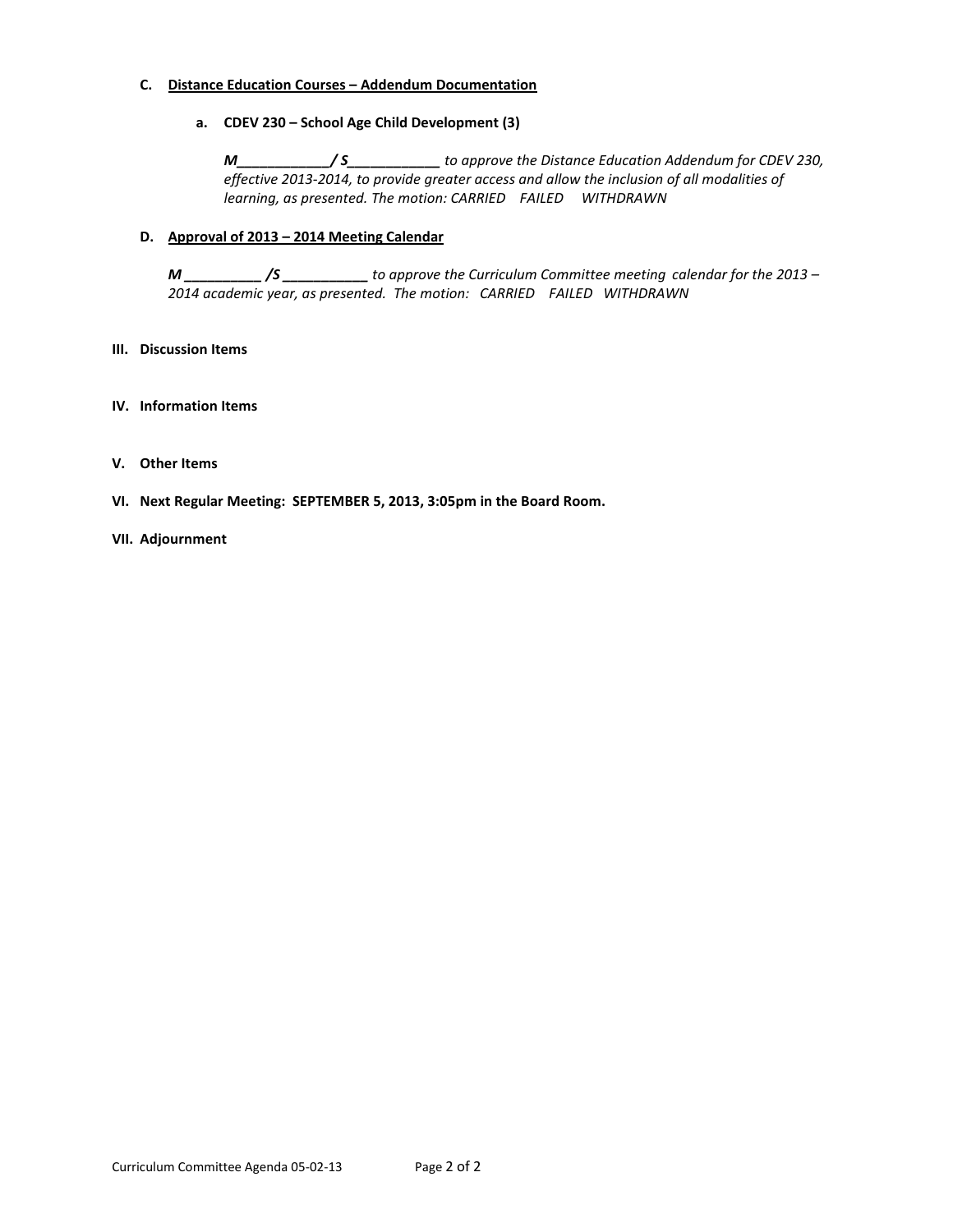**C. <u>Distance Education Courses – Addendum Documentation</u>**

**a. CDEV 230 – School Age Child Development (3)**

***M___________/ S___________*** *to approve the Distance Education Addendum for CDEV 230, effective 2013-2014, to provide greater access and allow the inclusion of all modalities of learning, as presented. The motion: CARRIED FAILED WITHDRAWN*

**D. <u>Approval of 2013 – 2014 Meeting Calendar</u>**

***M _________ /S __________*** *to approve the Curriculum Committee meeting calendar for the 2013 – 2014 academic year, as presented. The motion: CARRIED FAILED WITHDRAWN*

**III. Discussion Items**

**IV. Information Items**

**V. Other Items**

**VI. Next Regular Meeting: SEPTEMBER 5, 2013, 3:05pm in the Board Room.**

**VII. Adjournment**